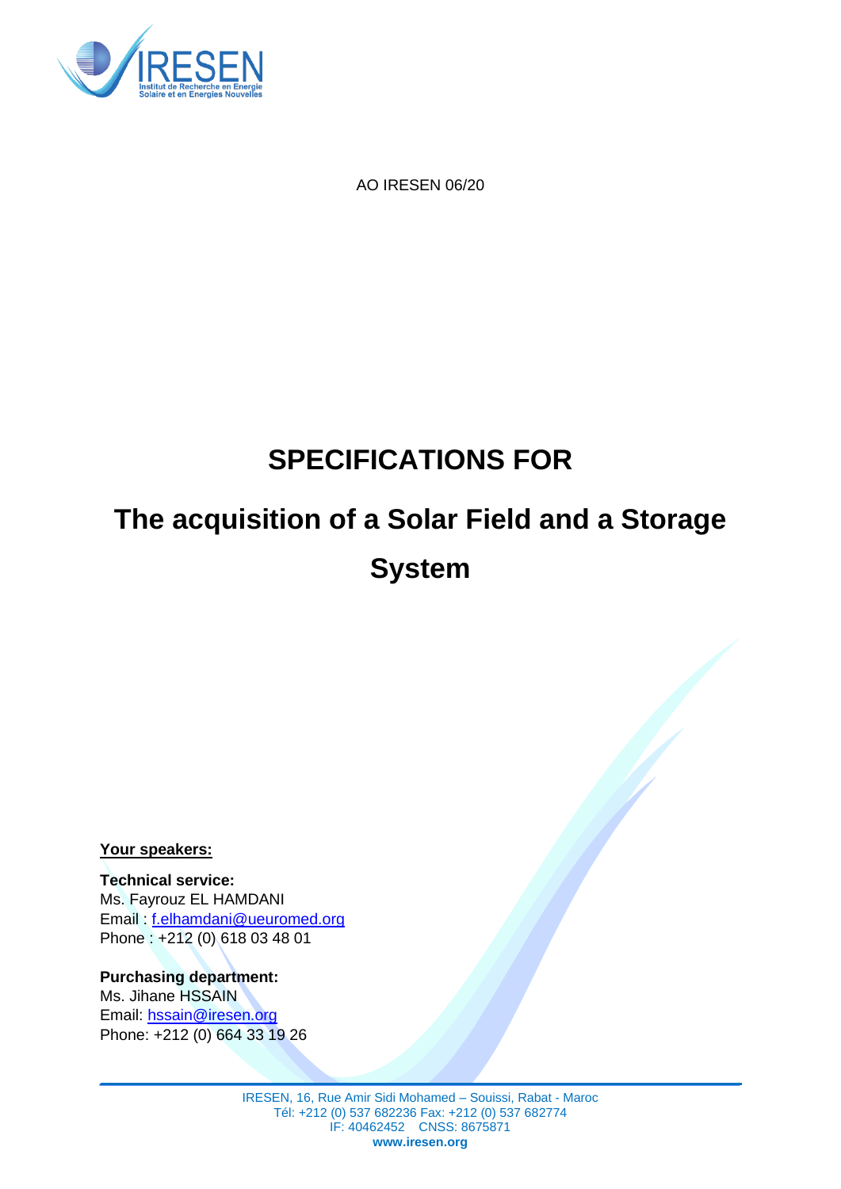AO IRESEN 06/20

# SPECIFICATIONS FOR

# The acquisition of a Solar Field and a Storage System

**Your speakers:**

**Technical service:**
Ms. Fayrouz EL HAMDANI
Email : f.elhamdani@ueuromed.org
Phone : +212 (0) 618 03 48 01

**Purchasing department:**
Ms. Jihane HSSAIN
Email: hssain@iresen.org
Phone: +212 (0) 664 33 19 26

IRESEN, 16, Rue Amir Sidi Mohamed – Souissi, Rabat - Maroc
Tél: +212 (0) 537 682236 Fax: +212 (0) 537 682774
IF: 40462452 CNSS: 8675871
**www.iresen.org**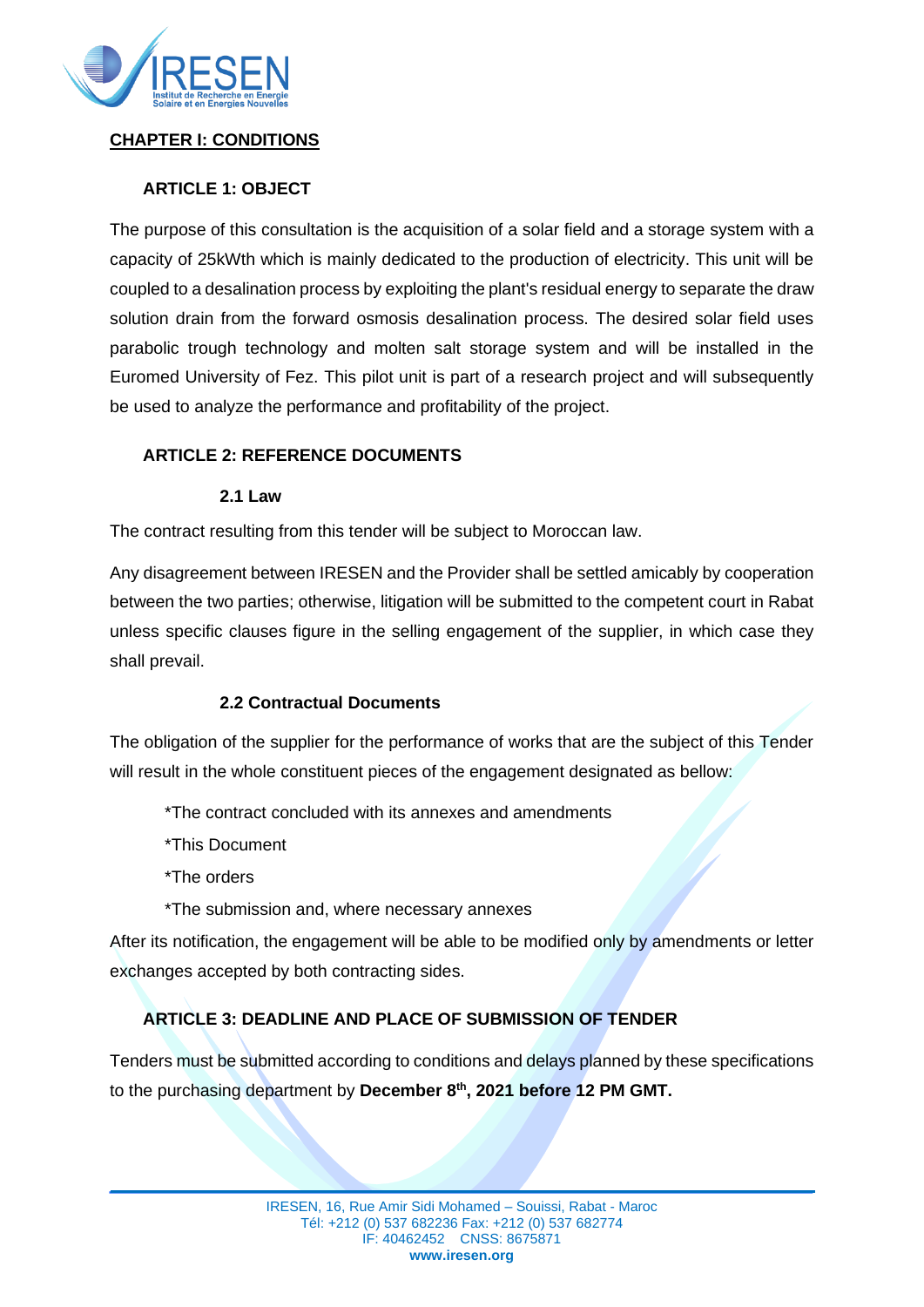## CHAPTER I: CONDITIONS

### ARTICLE 1: OBJECT

The purpose of this consultation is the acquisition of a solar field and a storage system with a capacity of 25kWth which is mainly dedicated to the production of electricity. This unit will be coupled to a desalination process by exploiting the plant's residual energy to separate the draw solution drain from the forward osmosis desalination process. The desired solar field uses parabolic trough technology and molten salt storage system and will be installed in the Euromed University of Fez. This pilot unit is part of a research project and will subsequently be used to analyze the performance and profitability of the project.

### ARTICLE 2: REFERENCE DOCUMENTS

#### 2.1 Law

The contract resulting from this tender will be subject to Moroccan law.

Any disagreement between IRESEN and the Provider shall be settled amicably by cooperation between the two parties; otherwise, litigation will be submitted to the competent court in Rabat unless specific clauses figure in the selling engagement of the supplier, in which case they shall prevail.

#### 2.2 Contractual Documents

The obligation of the supplier for the performance of works that are the subject of this Tender will result in the whole constituent pieces of the engagement designated as bellow:

*The contract concluded with its annexes and amendments

*This Document

*The orders

*The submission and, where necessary annexes

After its notification, the engagement will be able to be modified only by amendments or letter exchanges accepted by both contracting sides.

### ARTICLE 3: DEADLINE AND PLACE OF SUBMISSION OF TENDER

Tenders must be submitted according to conditions and delays planned by these specifications to the purchasing department by **December 8th, 2021 before 12 PM GMT.**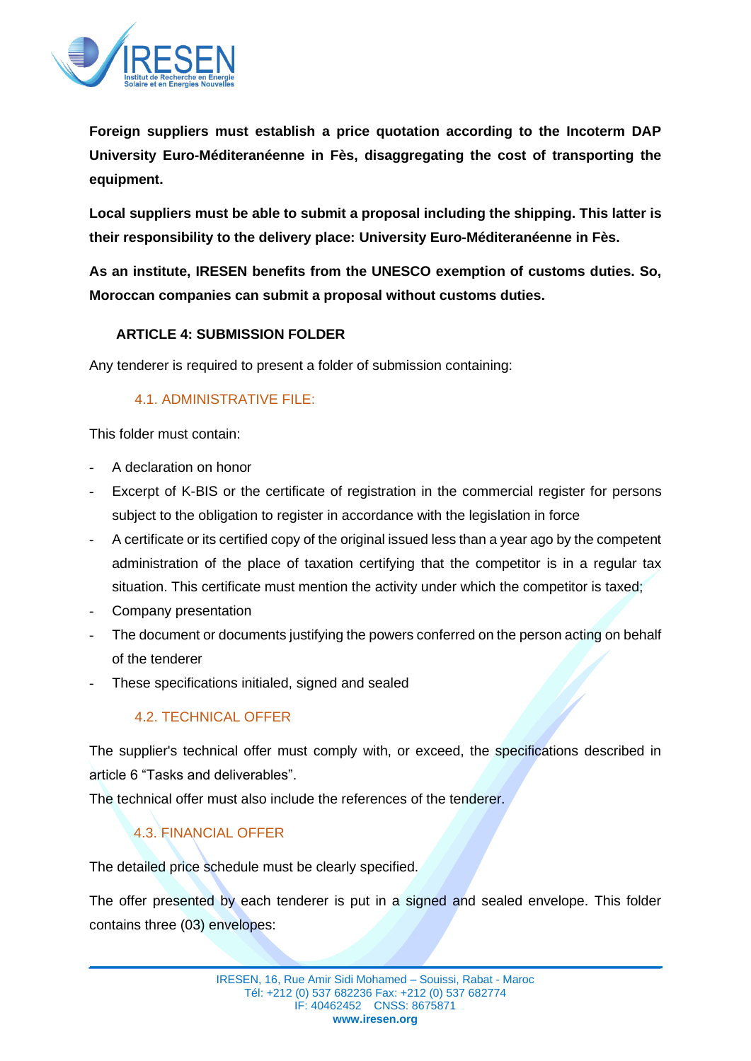**Foreign suppliers must establish a price quotation according to the Incoterm DAP University Euro-Méditeranéenne in Fès, disaggregating the cost of transporting the equipment.**

**Local suppliers must be able to submit a proposal including the shipping. This latter is their responsibility to the delivery place: University Euro-Méditeranéenne in Fès.**

**As an institute, IRESEN benefits from the UNESCO exemption of customs duties. So, Moroccan companies can submit a proposal without customs duties.**

## ARTICLE 4: SUBMISSION FOLDER

Any tenderer is required to present a folder of submission containing:

### 4.1. ADMINISTRATIVE FILE:

This folder must contain:

- A declaration on honor
- Excerpt of K-BIS or the certificate of registration in the commercial register for persons subject to the obligation to register in accordance with the legislation in force
- A certificate or its certified copy of the original issued less than a year ago by the competent administration of the place of taxation certifying that the competitor is in a regular tax situation. This certificate must mention the activity under which the competitor is taxed;
- Company presentation
- The document or documents justifying the powers conferred on the person acting on behalf of the tenderer
- These specifications initialed, signed and sealed

### 4.2. TECHNICAL OFFER

The supplier's technical offer must comply with, or exceed, the specifications described in article 6 “Tasks and deliverables”.
The technical offer must also include the references of the tenderer.

### 4.3. FINANCIAL OFFER

The detailed price schedule must be clearly specified.

The offer presented by each tenderer is put in a signed and sealed envelope. This folder contains three (03) envelopes: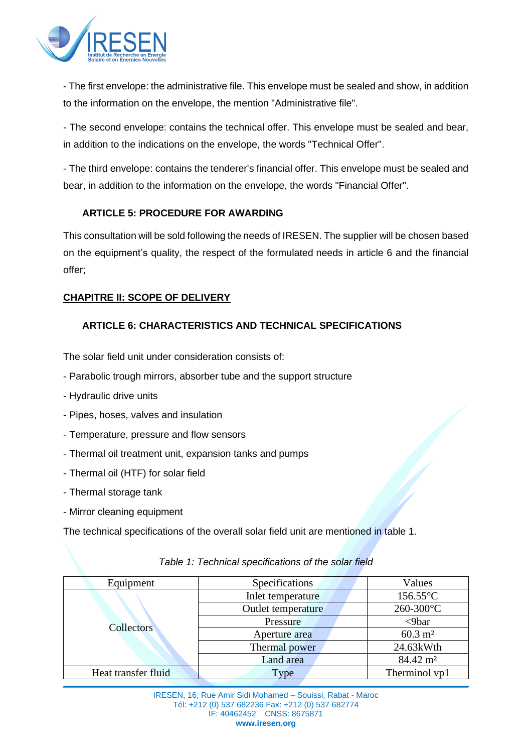- The first envelope: the administrative file. This envelope must be sealed and show, in addition to the information on the envelope, the mention "Administrative file".

- The second envelope: contains the technical offer. This envelope must be sealed and bear, in addition to the indications on the envelope, the words "Technical Offer".

- The third envelope: contains the tenderer's financial offer. This envelope must be sealed and bear, in addition to the information on the envelope, the words "Financial Offer".

### ARTICLE 5: PROCEDURE FOR AWARDING

This consultation will be sold following the needs of IRESEN. The supplier will be chosen based on the equipment's quality, the respect of the formulated needs in article 6 and the financial offer;

## CHAPITRE II: SCOPE OF DELIVERY

### ARTICLE 6: CHARACTERISTICS AND TECHNICAL SPECIFICATIONS

The solar field unit under consideration consists of:

- Parabolic trough mirrors, absorber tube and the support structure
- Hydraulic drive units
- Pipes, hoses, valves and insulation
- Temperature, pressure and flow sensors
- Thermal oil treatment unit, expansion tanks and pumps
- Thermal oil (HTF) for solar field
- Thermal storage tank
- Mirror cleaning equipment

The technical specifications of the overall solar field unit are mentioned in table 1.

*Table 1: Technical specifications of the solar field*

| Equipment | Specifications | Values |
|---|---|---|
| Collectors | Inlet temperature | 156.55°C |
| | Outlet temperature | 260-300°C |
| | Pressure | <9bar |
| | Aperture area | 60.3 m² |
| | Thermal power | 24.63kWth |
| | Land area | 84.42 m² |
| Heat transfer fluid | Type | Therminol vp1 |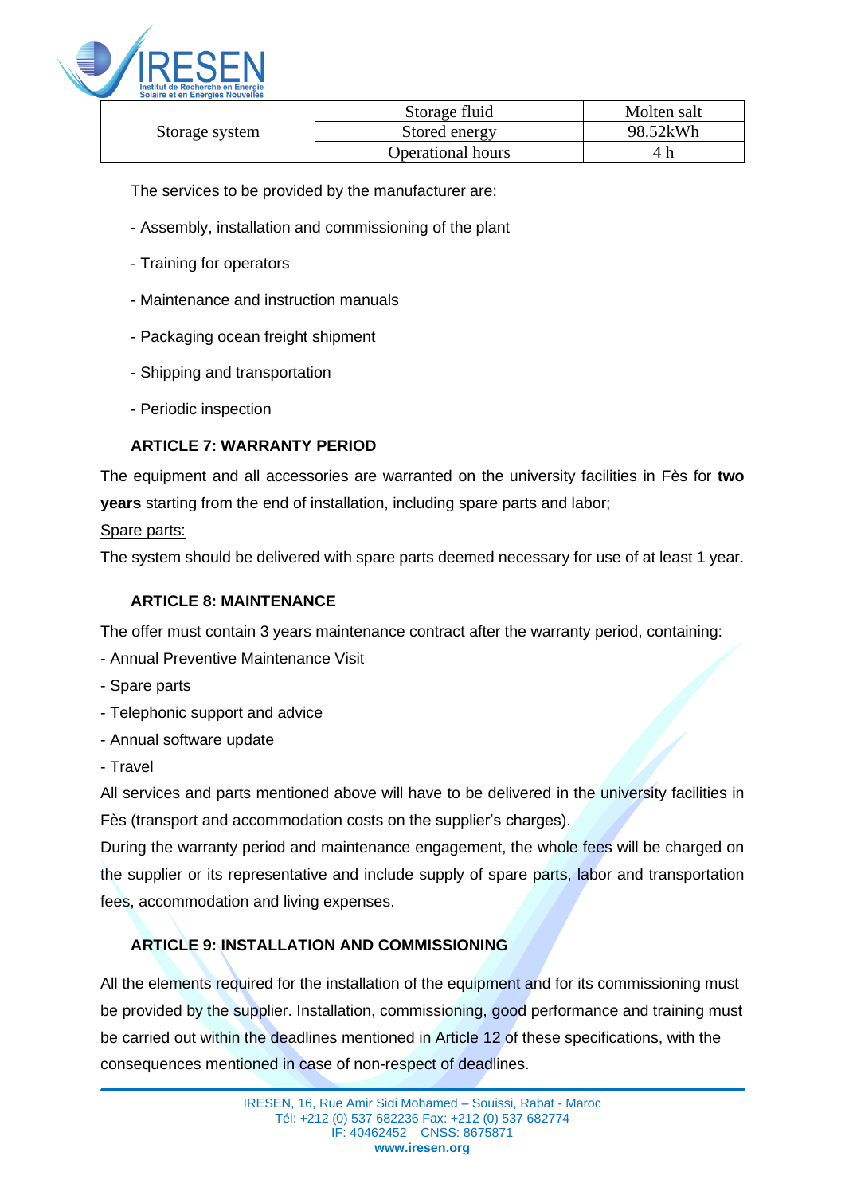| Storage system | Storage fluid | Molten salt |
|---|---|---|
| | Stored energy | 98.52kWh |
| | Operational hours | 4 h |

The services to be provided by the manufacturer are:

- Assembly, installation and commissioning of the plant
- Training for operators
- Maintenance and instruction manuals
- Packaging ocean freight shipment
- Shipping and transportation
- Periodic inspection

### ARTICLE 7: WARRANTY PERIOD

The equipment and all accessories are warranted on the university facilities in Fès for **two years** starting from the end of installation, including spare parts and labor;

Spare parts:

The system should be delivered with spare parts deemed necessary for use of at least 1 year.

### ARTICLE 8: MAINTENANCE

The offer must contain 3 years maintenance contract after the warranty period, containing:

- Annual Preventive Maintenance Visit
- Spare parts
- Telephonic support and advice
- Annual software update
- Travel

All services and parts mentioned above will have to be delivered in the university facilities in Fès (transport and accommodation costs on the supplier's charges).

During the warranty period and maintenance engagement, the whole fees will be charged on the supplier or its representative and include supply of spare parts, labor and transportation fees, accommodation and living expenses.

### ARTICLE 9: INSTALLATION AND COMMISSIONING

All the elements required for the installation of the equipment and for its commissioning must be provided by the supplier. Installation, commissioning, good performance and training must be carried out within the deadlines mentioned in Article 12 of these specifications, with the consequences mentioned in case of non-respect of deadlines.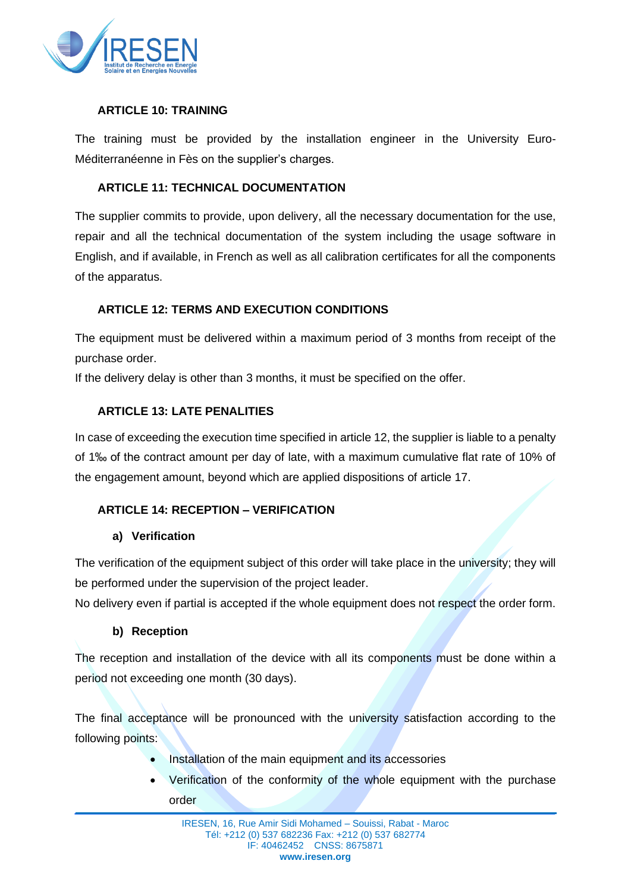### ARTICLE 10: TRAINING

The training must be provided by the installation engineer in the University Euro-Méditerranéenne in Fès on the supplier's charges.

### ARTICLE 11: TECHNICAL DOCUMENTATION

The supplier commits to provide, upon delivery, all the necessary documentation for the use, repair and all the technical documentation of the system including the usage software in English, and if available, in French as well as all calibration certificates for all the components of the apparatus.

### ARTICLE 12: TERMS AND EXECUTION CONDITIONS

The equipment must be delivered within a maximum period of 3 months from receipt of the purchase order.
If the delivery delay is other than 3 months, it must be specified on the offer.

### ARTICLE 13: LATE PENALITIES

In case of exceeding the execution time specified in article 12, the supplier is liable to a penalty of 1‰ of the contract amount per day of late, with a maximum cumulative flat rate of 10% of the engagement amount, beyond which are applied dispositions of article 17.

### ARTICLE 14: RECEPTION – VERIFICATION

**a) Verification**

The verification of the equipment subject of this order will take place in the university; they will be performed under the supervision of the project leader.
No delivery even if partial is accepted if the whole equipment does not respect the order form.

**b) Reception**

The reception and installation of the device with all its components must be done within a period not exceeding one month (30 days).

The final acceptance will be pronounced with the university satisfaction according to the following points:

- Installation of the main equipment and its accessories
- Verification of the conformity of the whole equipment with the purchase order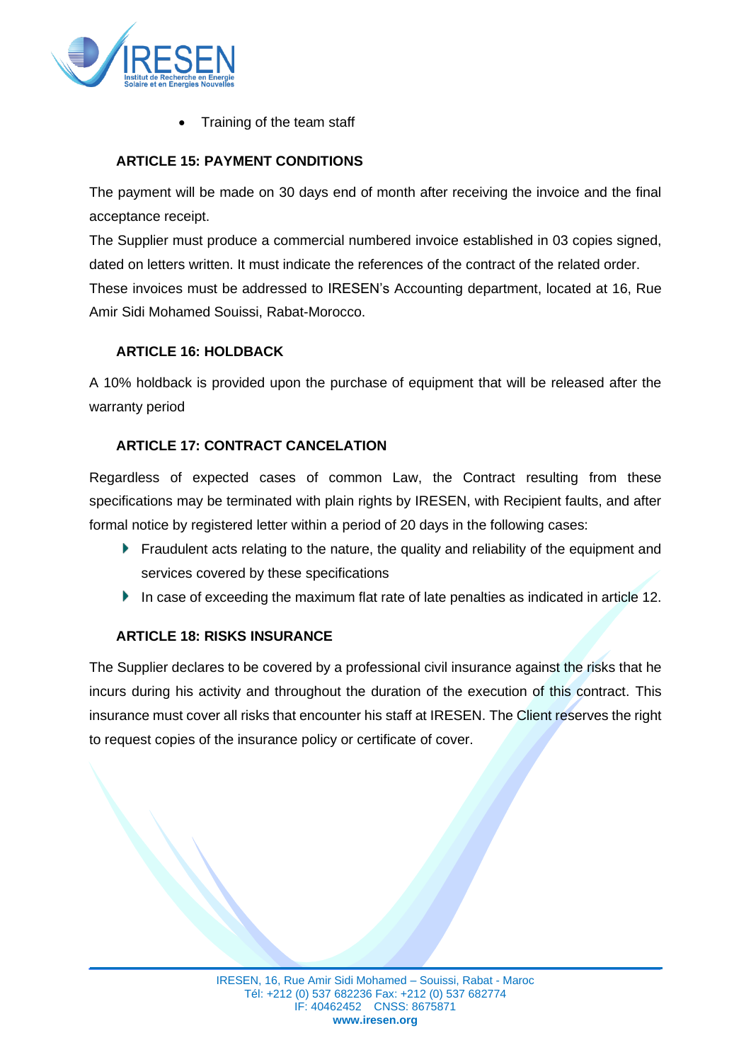- Training of the team staff

### ARTICLE 15: PAYMENT CONDITIONS

The payment will be made on 30 days end of month after receiving the invoice and the final acceptance receipt.
The Supplier must produce a commercial numbered invoice established in 03 copies signed, dated on letters written. It must indicate the references of the contract of the related order.
These invoices must be addressed to IRESEN's Accounting department, located at 16, Rue Amir Sidi Mohamed Souissi, Rabat-Morocco.

### ARTICLE 16: HOLDBACK

A 10% holdback is provided upon the purchase of equipment that will be released after the warranty period

### ARTICLE 17: CONTRACT CANCELATION

Regardless of expected cases of common Law, the Contract resulting from these specifications may be terminated with plain rights by IRESEN, with Recipient faults, and after formal notice by registered letter within a period of 20 days in the following cases:

- Fraudulent acts relating to the nature, the quality and reliability of the equipment and services covered by these specifications
- In case of exceeding the maximum flat rate of late penalties as indicated in article 12.

### ARTICLE 18: RISKS INSURANCE

The Supplier declares to be covered by a professional civil insurance against the risks that he incurs during his activity and throughout the duration of the execution of this contract. This insurance must cover all risks that encounter his staff at IRESEN. The Client reserves the right to request copies of the insurance policy or certificate of cover.